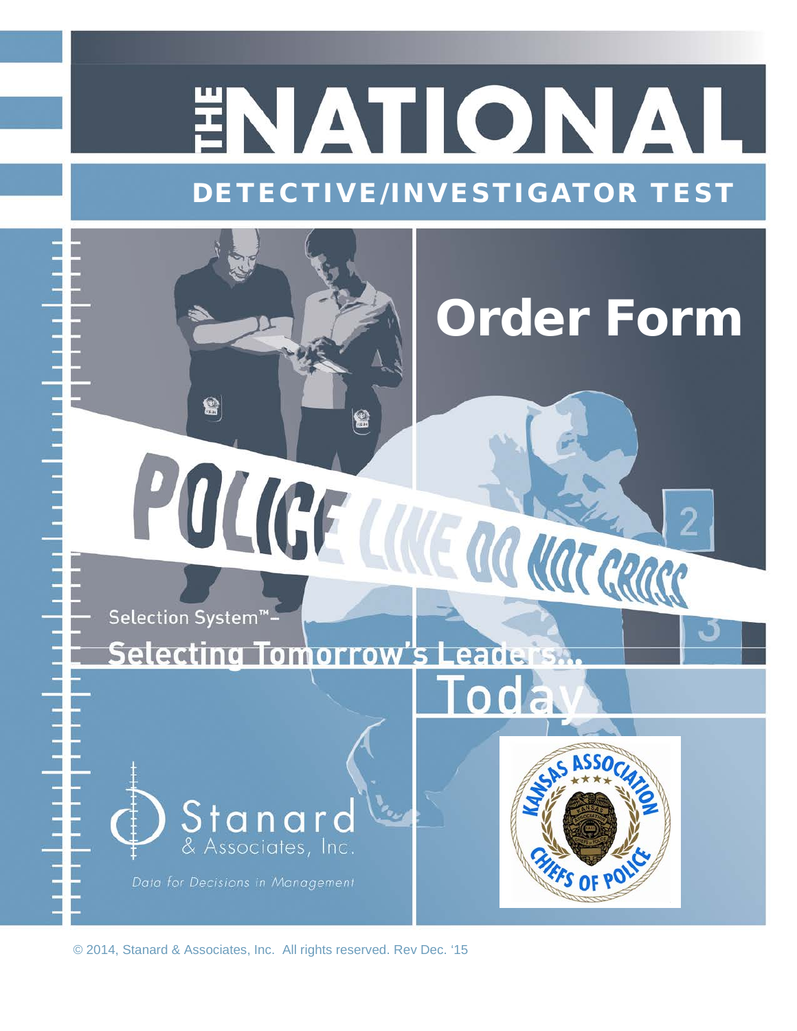# THE NATIONAL

## DETECTIVE/INVESTIGATOR TEST

# Order Form

POLICE LINE DO NOT CROSS

Selection System™–

**Selecting Tomorrow's Leaders... Today**

Stanard & Associates, Inc.

*Data for Decisions in Management*

KANSAS ASSOCIATION CHIEFS OF POLICE

© 2014, Stanard & Associates, Inc. All rights reserved. Rev Dec. '15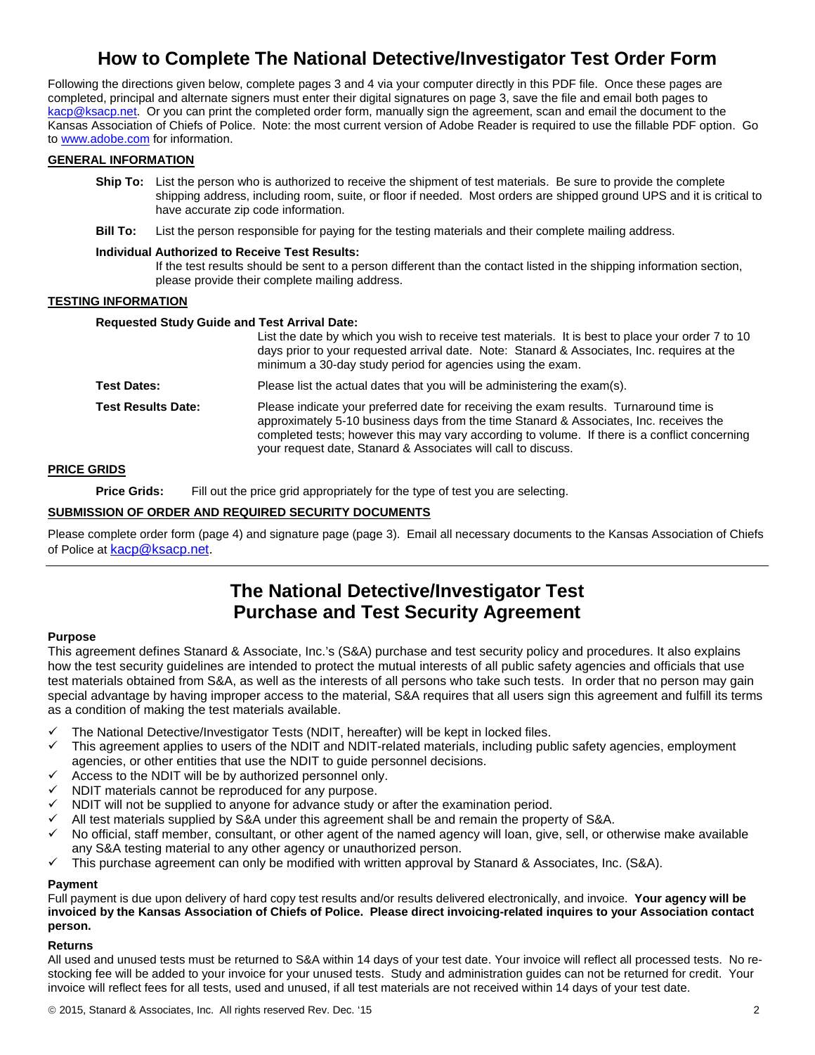# How to Complete The National Detective/Investigator Test Order Form

Following the directions given below, complete pages 3 and 4 via your computer directly in this PDF file. Once these pages are completed, principal and alternate signers must enter their digital signatures on page 3, save the file and email both pages to kacp@ksacp.net. Or you can print the completed order form, manually sign the agreement, scan and email the document to the Kansas Association of Chiefs of Police. Note: the most current version of Adobe Reader is required to use the fillable PDF option. Go to www.adobe.com for information.

## GENERAL INFORMATION

**Ship To:** List the person who is authorized to receive the shipment of test materials. Be sure to provide the complete shipping address, including room, suite, or floor if needed. Most orders are shipped ground UPS and it is critical to have accurate zip code information.

**Bill To:** List the person responsible for paying for the testing materials and their complete mailing address.

**Individual Authorized to Receive Test Results:**
If the test results should be sent to a person different than the contact listed in the shipping information section, please provide their complete mailing address.

## TESTING INFORMATION

**Requested Study Guide and Test Arrival Date:**
List the date by which you wish to receive test materials. It is best to place your order 7 to 10 days prior to your requested arrival date. Note: Stanard & Associates, Inc. requires at the minimum a 30-day study period for agencies using the exam.

**Test Dates:** Please list the actual dates that you will be administering the exam(s).

**Test Results Date:** Please indicate your preferred date for receiving the exam results. Turnaround time is approximately 5-10 business days from the time Stanard & Associates, Inc. receives the completed tests; however this may vary according to volume. If there is a conflict concerning your request date, Stanard & Associates will call to discuss.

## PRICE GRIDS

**Price Grids:** Fill out the price grid appropriately for the type of test you are selecting.

## SUBMISSION OF ORDER AND REQUIRED SECURITY DOCUMENTS

Please complete order form (page 4) and signature page (page 3). Email all necessary documents to the Kansas Association of Chiefs of Police at kacp@ksacp.net.

---

# The National Detective/Investigator Test Purchase and Test Security Agreement

### Purpose

This agreement defines Stanard & Associate, Inc.'s (S&A) purchase and test security policy and procedures. It also explains how the test security guidelines are intended to protect the mutual interests of all public safety agencies and officials that use test materials obtained from S&A, as well as the interests of all persons who take such tests. In order that no person may gain special advantage by having improper access to the material, S&A requires that all users sign this agreement and fulfill its terms as a condition of making the test materials available.

- ✓ The National Detective/Investigator Tests (NDIT, hereafter) will be kept in locked files.
- ✓ This agreement applies to users of the NDIT and NDIT-related materials, including public safety agencies, employment agencies, or other entities that use the NDIT to guide personnel decisions.
- ✓ Access to the NDIT will be by authorized personnel only.
- ✓ NDIT materials cannot be reproduced for any purpose.
- ✓ NDIT will not be supplied to anyone for advance study or after the examination period.
- ✓ All test materials supplied by S&A under this agreement shall be and remain the property of S&A.
- ✓ No official, staff member, consultant, or other agent of the named agency will loan, give, sell, or otherwise make available any S&A testing material to any other agency or unauthorized person.
- ✓ This purchase agreement can only be modified with written approval by Stanard & Associates, Inc. (S&A).

### Payment

Full payment is due upon delivery of hard copy test results and/or results delivered electronically, and invoice. **Your agency will be invoiced by the Kansas Association of Chiefs of Police. Please direct invoicing-related inquires to your Association contact person.**

### Returns

All used and unused tests must be returned to S&A within 14 days of your test date. Your invoice will reflect all processed tests. No re-stocking fee will be added to your invoice for your unused tests. Study and administration guides can not be returned for credit. Your invoice will reflect fees for all tests, used and unused, if all test materials are not received within 14 days of your test date.

© 2015, Stanard & Associates, Inc. All rights reserved Rev. Dec. '15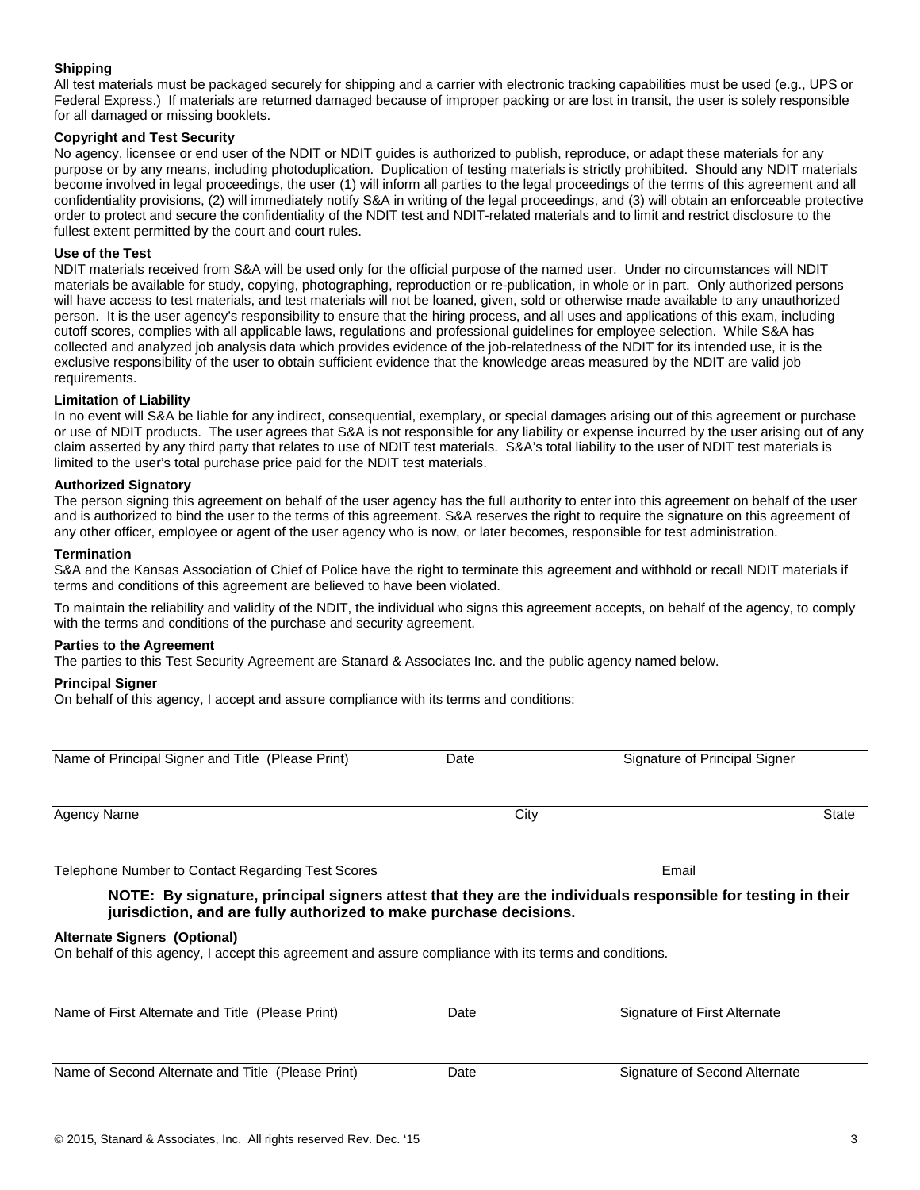**Shipping**

All test materials must be packaged securely for shipping and a carrier with electronic tracking capabilities must be used (e.g., UPS or Federal Express.) If materials are returned damaged because of improper packing or are lost in transit, the user is solely responsible for all damaged or missing booklets.

**Copyright and Test Security**

No agency, licensee or end user of the NDIT or NDIT guides is authorized to publish, reproduce, or adapt these materials for any purpose or by any means, including photoduplication. Duplication of testing materials is strictly prohibited. Should any NDIT materials become involved in legal proceedings, the user (1) will inform all parties to the legal proceedings of the terms of this agreement and all confidentiality provisions, (2) will immediately notify S&A in writing of the legal proceedings, and (3) will obtain an enforceable protective order to protect and secure the confidentiality of the NDIT test and NDIT-related materials and to limit and restrict disclosure to the fullest extent permitted by the court and court rules.

**Use of the Test**

NDIT materials received from S&A will be used only for the official purpose of the named user. Under no circumstances will NDIT materials be available for study, copying, photographing, reproduction or re-publication, in whole or in part. Only authorized persons will have access to test materials, and test materials will not be loaned, given, sold or otherwise made available to any unauthorized person. It is the user agency's responsibility to ensure that the hiring process, and all uses and applications of this exam, including cutoff scores, complies with all applicable laws, regulations and professional guidelines for employee selection. While S&A has collected and analyzed job analysis data which provides evidence of the job-relatedness of the NDIT for its intended use, it is the exclusive responsibility of the user to obtain sufficient evidence that the knowledge areas measured by the NDIT are valid job requirements.

**Limitation of Liability**

In no event will S&A be liable for any indirect, consequential, exemplary, or special damages arising out of this agreement or purchase or use of NDIT products. The user agrees that S&A is not responsible for any liability or expense incurred by the user arising out of any claim asserted by any third party that relates to use of NDIT test materials. S&A's total liability to the user of NDIT test materials is limited to the user's total purchase price paid for the NDIT test materials.

**Authorized Signatory**

The person signing this agreement on behalf of the user agency has the full authority to enter into this agreement on behalf of the user and is authorized to bind the user to the terms of this agreement. S&A reserves the right to require the signature on this agreement of any other officer, employee or agent of the user agency who is now, or later becomes, responsible for test administration.

**Termination**

S&A and the Kansas Association of Chief of Police have the right to terminate this agreement and withhold or recall NDIT materials if terms and conditions of this agreement are believed to have been violated.

To maintain the reliability and validity of the NDIT, the individual who signs this agreement accepts, on behalf of the agency, to comply with the terms and conditions of the purchase and security agreement.

**Parties to the Agreement**

The parties to this Test Security Agreement are Stanard & Associates Inc. and the public agency named below.

**Principal Signer**

On behalf of this agency, I accept and assure compliance with its terms and conditions:

\_\_\_\_\_\_\_\_\_\_\_\_\_\_\_\_\_\_\_\_\_\_\_\_\_\_\_\_\_\_\_\_\_\_\_\_\_\_\_\_\_\_\_\_\_\_\_\_\_\_\_\_\_\_\_\_\_\_\_\_\_\_\_\_\_\_\_\_\_\_\_\_\_\_\_\_\_\_

Name of Principal Signer and Title (Please Print)    Date    Signature of Principal Signer

\_\_\_\_\_\_\_\_\_\_\_\_\_\_\_\_\_\_\_\_\_\_\_\_\_\_\_\_\_\_\_\_\_\_\_\_\_\_\_\_\_\_\_\_\_\_\_\_\_\_\_\_\_\_\_\_\_\_\_\_\_\_\_\_\_\_\_\_\_\_\_\_\_\_\_\_\_\_

Agency Name    City    State

\_\_\_\_\_\_\_\_\_\_\_\_\_\_\_\_\_\_\_\_\_\_\_\_\_\_\_\_\_\_\_\_\_\_\_\_\_\_\_\_\_\_\_\_\_\_\_\_\_\_\_\_\_\_\_\_\_\_\_\_\_\_\_\_\_\_\_\_\_\_\_\_\_\_\_\_\_\_

Telephone Number to Contact Regarding Test Scores    Email

**NOTE: By signature, principal signers attest that they are the individuals responsible for testing in their jurisdiction, and are fully authorized to make purchase decisions.**

**Alternate Signers (Optional)**

On behalf of this agency, I accept this agreement and assure compliance with its terms and conditions.

\_\_\_\_\_\_\_\_\_\_\_\_\_\_\_\_\_\_\_\_\_\_\_\_\_\_\_\_\_\_\_\_\_\_\_\_\_\_\_\_\_\_\_\_\_\_\_\_\_\_\_\_\_\_\_\_\_\_\_\_\_\_\_\_\_\_\_\_\_\_\_\_\_\_\_\_\_\_

Name of First Alternate and Title (Please Print)    Date    Signature of First Alternate

\_\_\_\_\_\_\_\_\_\_\_\_\_\_\_\_\_\_\_\_\_\_\_\_\_\_\_\_\_\_\_\_\_\_\_\_\_\_\_\_\_\_\_\_\_\_\_\_\_\_\_\_\_\_\_\_\_\_\_\_\_\_\_\_\_\_\_\_\_\_\_\_\_\_\_\_\_\_

Name of Second Alternate and Title (Please Print)    Date    Signature of Second Alternate

© 2015, Stanard & Associates, Inc. All rights reserved Rev. Dec. '15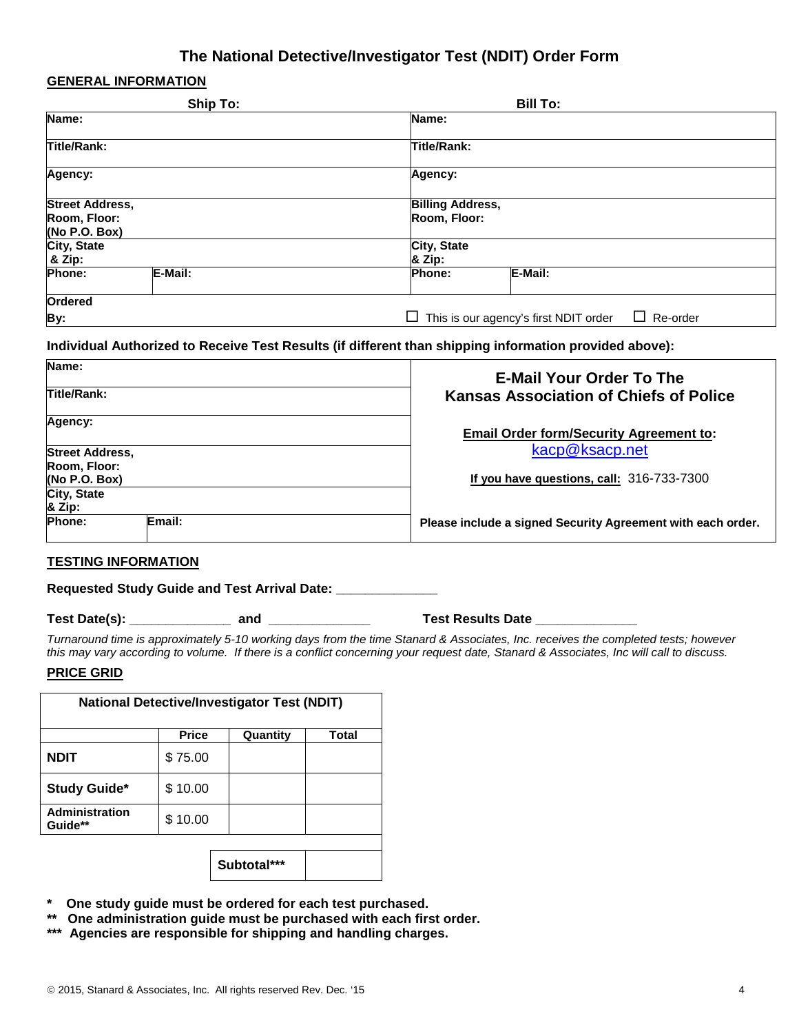# The National Detective/Investigator Test (NDIT) Order Form

## GENERAL INFORMATION

| Ship To: | | Bill To: | |
|---|---|---|---|
| Name: | | Name: | |
| Title/Rank: | | Title/Rank: | |
| Agency: | | Agency: | |
| Street Address, Room, Floor: (No P.O. Box) | | Billing Address, Room, Floor: | |
| City, State & Zip: | | City, State & Zip: | |
| Phone: | E-Mail: | Phone: | E-Mail: |
| Ordered By: | | ☐ This is our agency's first NDIT order | ☐ Re-order |

**Individual Authorized to Receive Test Results (if different than shipping information provided above):**

| | |
|---|---|
| Name: | |
| Title/Rank: | |
| Agency: | |
| Street Address, Room, Floor: (No P.O. Box) | |
| City, State & Zip: | |
| Phone: | Email: |

**E-Mail Your Order To The Kansas Association of Chiefs of Police**

**Email Order form/Security Agreement to:** kacp@ksacp.net

**If you have questions, call:** 316-733-7300

**Please include a signed Security Agreement with each order.**

## TESTING INFORMATION

**Requested Study Guide and Test Arrival Date:** _____________

**Test Date(s):** _____________ **and** _____________ **Test Results Date** _____________

*Turnaround time is approximately 5-10 working days from the time Stanard & Associates, Inc. receives the completed tests; however this may vary according to volume. If there is a conflict concerning your request date, Stanard & Associates, Inc will call to discuss.*

## PRICE GRID

| National Detective/Investigator Test (NDIT) | Price | Quantity | Total |
|---|---|---|---|
| **NDIT** | $ 75.00 | | |
| **Study Guide*** | $ 10.00 | | |
| **Administration Guide**** | $ 10.00 | | |
| | | **Subtotal***** | |

- \* **One study guide must be ordered for each test purchased.**
- \*\* **One administration guide must be purchased with each first order.**
- \*\*\* **Agencies are responsible for shipping and handling charges.**

© 2015, Stanard & Associates, Inc. All rights reserved Rev. Dec. '15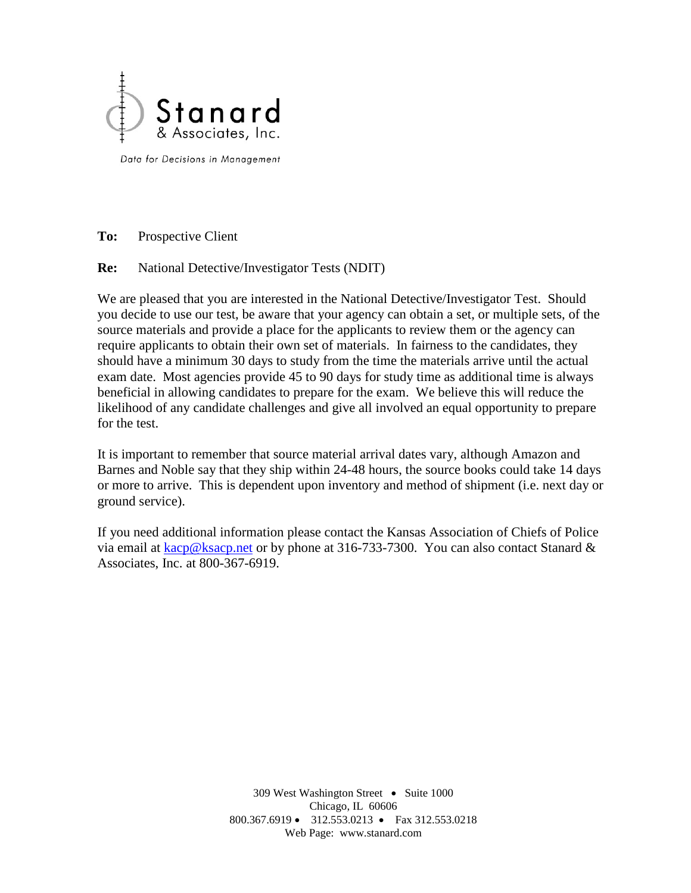Stanard
& Associates, Inc.

*Data for Decisions in Management*

**To:** Prospective Client

**Re:** National Detective/Investigator Tests (NDIT)

We are pleased that you are interested in the National Detective/Investigator Test. Should you decide to use our test, be aware that your agency can obtain a set, or multiple sets, of the source materials and provide a place for the applicants to review them or the agency can require applicants to obtain their own set of materials. In fairness to the candidates, they should have a minimum 30 days to study from the time the materials arrive until the actual exam date. Most agencies provide 45 to 90 days for study time as additional time is always beneficial in allowing candidates to prepare for the exam. We believe this will reduce the likelihood of any candidate challenges and give all involved an equal opportunity to prepare for the test.

It is important to remember that source material arrival dates vary, although Amazon and Barnes and Noble say that they ship within 24-48 hours, the source books could take 14 days or more to arrive. This is dependent upon inventory and method of shipment (i.e. next day or ground service).

If you need additional information please contact the Kansas Association of Chiefs of Police via email at kacp@ksacp.net or by phone at 316-733-7300. You can also contact Stanard & Associates, Inc. at 800-367-6919.

309 West Washington Street • Suite 1000
Chicago, IL 60606
800.367.6919 • 312.553.0213 • Fax 312.553.0218
Web Page: www.stanard.com